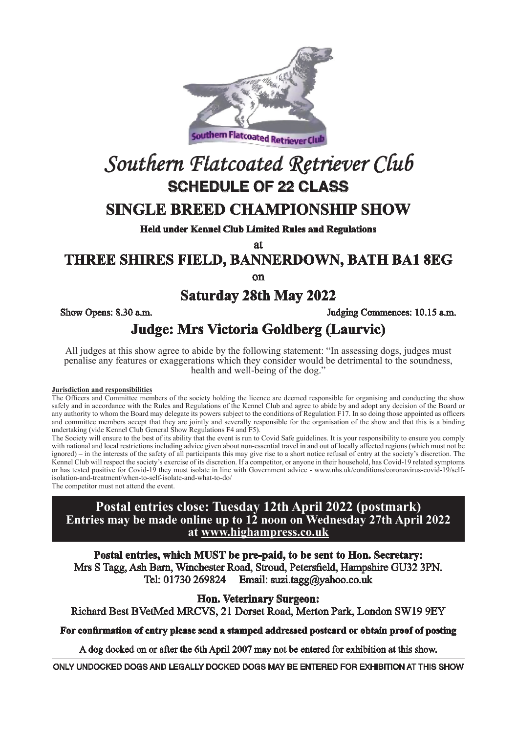# Southern Flatcoated Retriever Club

## SCHEDULE OF 22 CLASS

## SINGLE BREED CHAMPIONSHIP SHOW

**Held under Kennel Club Limited Rules and Regulations**

at

## THREE SHIRES FIELD, BANNERDOWN, BATH BA1 8EG

on

## Saturday 28th May 2022

**Show Opens: 8.30 a.m.** **Judging Commences: 10.15 a.m.**

## Judge: Mrs Victoria Goldberg (Laurvic)

All judges at this show agree to abide by the following statement: "In assessing dogs, judges must penalise any features or exaggerations which they consider would be detrimental to the soundness, health and well-being of the dog."

**Jurisdiction and responsibilities**

The Officers and Committee members of the society holding the licence are deemed responsible for organising and conducting the show safely and in accordance with the Rules and Regulations of the Kennel Club and agree to abide by and adopt any decision of the Board or any authority to whom the Board may delegate its powers subject to the conditions of Regulation F17. In so doing those appointed as officers and committee members accept that they are jointly and severally responsible for the organisation of the show and that this is a binding undertaking (vide Kennel Club General Show Regulations F4 and F5).

The Society will ensure to the best of its ability that the event is run to Covid Safe guidelines. It is your responsibility to ensure you comply with national and local restrictions including advice given about non-essential travel in and out of locally affected regions (which must not be ignored) – in the interests of the safety of all participants this may give rise to a short notice refusal of entry at the society's discretion. The Kennel Club will respect the society's exercise of its discretion. If a competitor, or anyone in their household, has Covid-19 related symptoms or has tested positive for Covid-19 they must isolate in line with Government advice - www.nhs.uk/conditions/coronavirus-covid-19/self-isolation-and-treatment/when-to-self-isolate-and-what-to-do/

The competitor must not attend the event.

**Postal entries close: Tuesday 12th April 2022 (postmark)**
**Entries may be made online up to 12 noon on Wednesday 27th April 2022 at www.highampress.co.uk**

**Postal entries, which MUST be pre-paid, to be sent to Hon. Secretary:**
Mrs S Tagg, Ash Barn, Winchester Road, Stroud, Petersfield, Hampshire GU32 3PN.
Tel: 01730 269824 Email: suzi.tagg@yahoo.co.uk

**Hon. Veterinary Surgeon:**
Richard Best BVetMed MRCVS, 21 Dorset Road, Merton Park, London SW19 9EY

**For confirmation of entry please send a stamped addressed postcard or obtain proof of posting**

A dog docked on or after the 6th April 2007 may not be entered for exhibition at this show.

ONLY UNDOCKED DOGS AND LEGALLY DOCKED DOGS MAY BE ENTERED FOR EXHIBITION AT THIS SHOW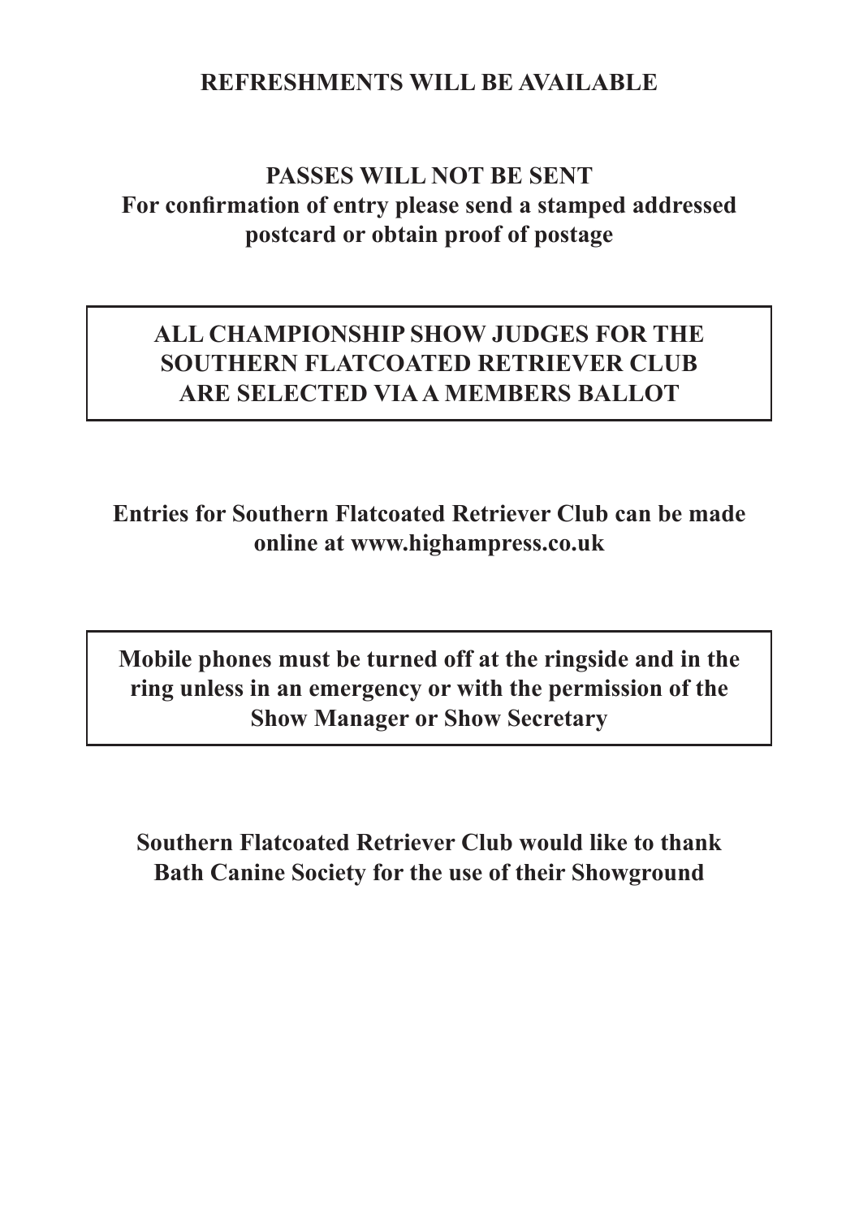**REFRESHMENTS WILL BE AVAILABLE**

**PASSES WILL NOT BE SENT**
**For confirmation of entry please send a stamped addressed postcard or obtain proof of postage**

**ALL CHAMPIONSHIP SHOW JUDGES FOR THE SOUTHERN FLATCOATED RETRIEVER CLUB ARE SELECTED VIA A MEMBERS BALLOT**

**Entries for Southern Flatcoated Retriever Club can be made online at www.highampress.co.uk**

**Mobile phones must be turned off at the ringside and in the ring unless in an emergency or with the permission of the Show Manager or Show Secretary**

**Southern Flatcoated Retriever Club would like to thank Bath Canine Society for the use of their Showground**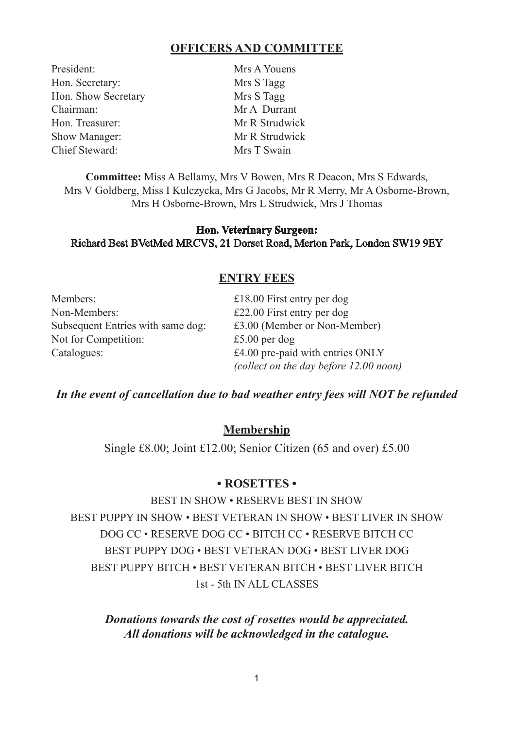## OFFICERS AND COMMITTEE

| | |
|---|---|
| President: | Mrs A Youens |
| Hon. Secretary: | Mrs S Tagg |
| Hon. Show Secretary | Mrs S Tagg |
| Chairman: | Mr A Durrant |
| Hon. Treasurer: | Mr R Strudwick |
| Show Manager: | Mr R Strudwick |
| Chief Steward: | Mrs T Swain |

**Committee:** Miss A Bellamy, Mrs V Bowen, Mrs R Deacon, Mrs S Edwards, Mrs V Goldberg, Miss I Kulczycka, Mrs G Jacobs, Mr R Merry, Mr A Osborne-Brown, Mrs H Osborne-Brown, Mrs L Strudwick, Mrs J Thomas

**Hon. Veterinary Surgeon:**
Richard Best BVetMed MRCVS, 21 Dorset Road, Merton Park, London SW19 9EY

## ENTRY FEES

| | |
|---|---|
| Members: | £18.00 First entry per dog |
| Non-Members: | £22.00 First entry per dog |
| Subsequent Entries with same dog: | £3.00 (Member or Non-Member) |
| Not for Competition: | £5.00 per dog |
| Catalogues: | £4.00 pre-paid with entries ONLY *(collect on the day before 12.00 noon)* |

***In the event of cancellation due to bad weather entry fees will NOT be refunded***

## Membership

Single £8.00; Joint £12.00; Senior Citizen (65 and over) £5.00

## • ROSETTES •

BEST IN SHOW • RESERVE BEST IN SHOW
BEST PUPPY IN SHOW • BEST VETERAN IN SHOW • BEST LIVER IN SHOW
DOG CC • RESERVE DOG CC • BITCH CC • RESERVE BITCH CC
BEST PUPPY DOG • BEST VETERAN DOG • BEST LIVER DOG
BEST PUPPY BITCH • BEST VETERAN BITCH • BEST LIVER BITCH
1st - 5th IN ALL CLASSES

***Donations towards the cost of rosettes would be appreciated.***
***All donations will be acknowledged in the catalogue.***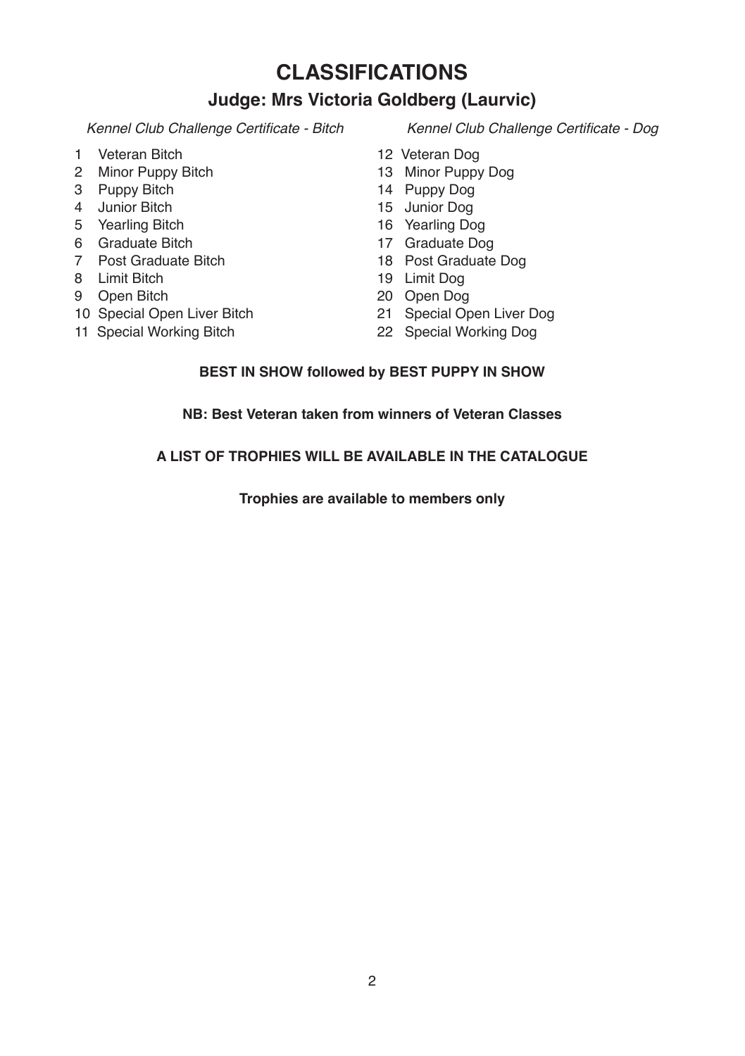# CLASSIFICATIONS

## Judge: Mrs Victoria Goldberg (Laurvic)

*Kennel Club Challenge Certificate - Bitch*

1. Veteran Bitch
2. Minor Puppy Bitch
3. Puppy Bitch
4. Junior Bitch
5. Yearling Bitch
6. Graduate Bitch
7. Post Graduate Bitch
8. Limit Bitch
9. Open Bitch
10. Special Open Liver Bitch
11. Special Working Bitch

*Kennel Club Challenge Certificate - Dog*

12. Veteran Dog
13. Minor Puppy Dog
14. Puppy Dog
15. Junior Dog
16. Yearling Dog
17. Graduate Dog
18. Post Graduate Dog
19. Limit Dog
20. Open Dog
21. Special Open Liver Dog
22. Special Working Dog

**BEST IN SHOW followed by BEST PUPPY IN SHOW**

**NB: Best Veteran taken from winners of Veteran Classes**

**A LIST OF TROPHIES WILL BE AVAILABLE IN THE CATALOGUE**

**Trophies are available to members only**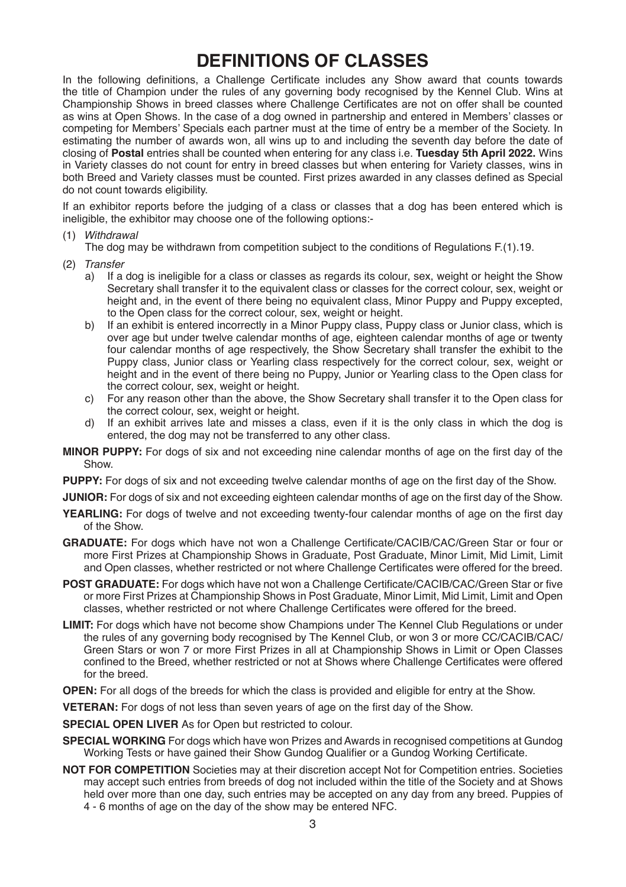# DEFINITIONS OF CLASSES

In the following definitions, a Challenge Certificate includes any Show award that counts towards the title of Champion under the rules of any governing body recognised by the Kennel Club. Wins at Championship Shows in breed classes where Challenge Certificates are not on offer shall be counted as wins at Open Shows. In the case of a dog owned in partnership and entered in Members' classes or competing for Members' Specials each partner must at the time of entry be a member of the Society. In estimating the number of awards won, all wins up to and including the seventh day before the date of closing of **Postal** entries shall be counted when entering for any class i.e. **Tuesday 5th April 2022.** Wins in Variety classes do not count for entry in breed classes but when entering for Variety classes, wins in both Breed and Variety classes must be counted. First prizes awarded in any classes defined as Special do not count towards eligibility.

If an exhibitor reports before the judging of a class or classes that a dog has been entered which is ineligible, the exhibitor may choose one of the following options:-

(1) *Withdrawal*
The dog may be withdrawn from competition subject to the conditions of Regulations F.(1).19.

(2) *Transfer*
  a) If a dog is ineligible for a class or classes as regards its colour, sex, weight or height the Show Secretary shall transfer it to the equivalent class or classes for the correct colour, sex, weight or height and, in the event of there being no equivalent class, Minor Puppy and Puppy excepted, to the Open class for the correct colour, sex, weight or height.
  b) If an exhibit is entered incorrectly in a Minor Puppy class, Puppy class or Junior class, which is over age but under twelve calendar months of age, eighteen calendar months of age or twenty four calendar months of age respectively, the Show Secretary shall transfer the exhibit to the Puppy class, Junior class or Yearling class respectively for the correct colour, sex, weight or height and in the event of there being no Puppy, Junior or Yearling class to the Open class for the correct colour, sex, weight or height.
  c) For any reason other than the above, the Show Secretary shall transfer it to the Open class for the correct colour, sex, weight or height.
  d) If an exhibit arrives late and misses a class, even if it is the only class in which the dog is entered, the dog may not be transferred to any other class.

**MINOR PUPPY:** For dogs of six and not exceeding nine calendar months of age on the first day of the Show.

**PUPPY:** For dogs of six and not exceeding twelve calendar months of age on the first day of the Show.

**JUNIOR:** For dogs of six and not exceeding eighteen calendar months of age on the first day of the Show.

**YEARLING:** For dogs of twelve and not exceeding twenty-four calendar months of age on the first day of the Show.

**GRADUATE:** For dogs which have not won a Challenge Certificate/CACIB/CAC/Green Star or four or more First Prizes at Championship Shows in Graduate, Post Graduate, Minor Limit, Mid Limit, Limit and Open classes, whether restricted or not where Challenge Certificates were offered for the breed.

**POST GRADUATE:** For dogs which have not won a Challenge Certificate/CACIB/CAC/Green Star or five or more First Prizes at Championship Shows in Post Graduate, Minor Limit, Mid Limit, Limit and Open classes, whether restricted or not where Challenge Certificates were offered for the breed.

**LIMIT:** For dogs which have not become show Champions under The Kennel Club Regulations or under the rules of any governing body recognised by The Kennel Club, or won 3 or more CC/CACIB/CAC/Green Stars or won 7 or more First Prizes in all at Championship Shows in Limit or Open Classes confined to the Breed, whether restricted or not at Shows where Challenge Certificates were offered for the breed.

**OPEN:** For all dogs of the breeds for which the class is provided and eligible for entry at the Show.

**VETERAN:** For dogs of not less than seven years of age on the first day of the Show.

**SPECIAL OPEN LIVER** As for Open but restricted to colour.

**SPECIAL WORKING** For dogs which have won Prizes and Awards in recognised competitions at Gundog Working Tests or have gained their Show Gundog Qualifier or a Gundog Working Certificate.

**NOT FOR COMPETITION** Societies may at their discretion accept Not for Competition entries. Societies may accept such entries from breeds of dog not included within the title of the Society and at Shows held over more than one day, such entries may be accepted on any day from any breed. Puppies of 4 - 6 months of age on the day of the show may be entered NFC.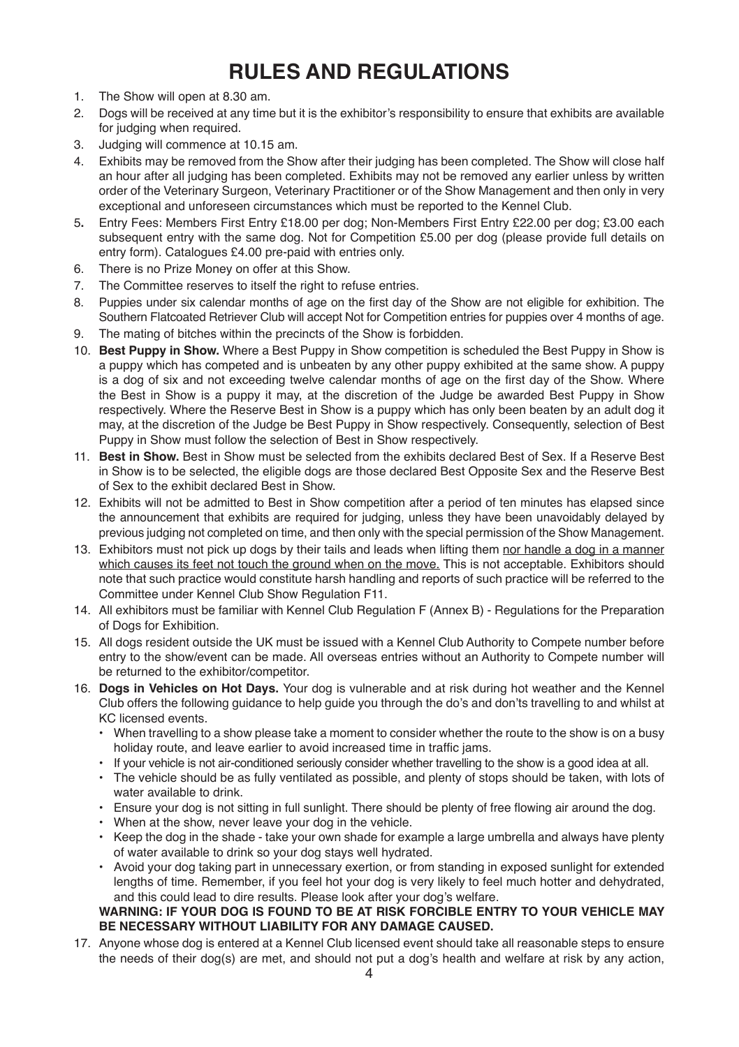# RULES AND REGULATIONS

1. The Show will open at 8.30 am.
2. Dogs will be received at any time but it is the exhibitor's responsibility to ensure that exhibits are available for judging when required.
3. Judging will commence at 10.15 am.
4. Exhibits may be removed from the Show after their judging has been completed. The Show will close half an hour after all judging has been completed. Exhibits may not be removed any earlier unless by written order of the Veterinary Surgeon, Veterinary Practitioner or of the Show Management and then only in very exceptional and unforeseen circumstances which must be reported to the Kennel Club.
5. Entry Fees: Members First Entry £18.00 per dog; Non-Members First Entry £22.00 per dog; £3.00 each subsequent entry with the same dog. Not for Competition £5.00 per dog (please provide full details on entry form). Catalogues £4.00 pre-paid with entries only.
6. There is no Prize Money on offer at this Show.
7. The Committee reserves to itself the right to refuse entries.
8. Puppies under six calendar months of age on the first day of the Show are not eligible for exhibition. The Southern Flatcoated Retriever Club will accept Not for Competition entries for puppies over 4 months of age.
9. The mating of bitches within the precincts of the Show is forbidden.
10. **Best Puppy in Show.** Where a Best Puppy in Show competition is scheduled the Best Puppy in Show is a puppy which has competed and is unbeaten by any other puppy exhibited at the same show. A puppy is a dog of six and not exceeding twelve calendar months of age on the first day of the Show. Where the Best in Show is a puppy it may, at the discretion of the Judge be awarded Best Puppy in Show respectively. Where the Reserve Best in Show is a puppy which has only been beaten by an adult dog it may, at the discretion of the Judge be Best Puppy in Show respectively. Consequently, selection of Best Puppy in Show must follow the selection of Best in Show respectively.
11. **Best in Show.** Best in Show must be selected from the exhibits declared Best of Sex. If a Reserve Best in Show is to be selected, the eligible dogs are those declared Best Opposite Sex and the Reserve Best of Sex to the exhibit declared Best in Show.
12. Exhibits will not be admitted to Best in Show competition after a period of ten minutes has elapsed since the announcement that exhibits are required for judging, unless they have been unavoidably delayed by previous judging not completed on time, and then only with the special permission of the Show Management.
13. Exhibitors must not pick up dogs by their tails and leads when lifting them <u>nor handle a dog in a manner which causes its feet not touch the ground when on the move.</u> This is not acceptable. Exhibitors should note that such practice would constitute harsh handling and reports of such practice will be referred to the Committee under Kennel Club Show Regulation F11.
14. All exhibitors must be familiar with Kennel Club Regulation F (Annex B) - Regulations for the Preparation of Dogs for Exhibition.
15. All dogs resident outside the UK must be issued with a Kennel Club Authority to Compete number before entry to the show/event can be made. All overseas entries without an Authority to Compete number will be returned to the exhibitor/competitor.
16. **Dogs in Vehicles on Hot Days.** Your dog is vulnerable and at risk during hot weather and the Kennel Club offers the following guidance to help guide you through the do's and don'ts travelling to and whilst at KC licensed events.
    - When travelling to a show please take a moment to consider whether the route to the show is on a busy holiday route, and leave earlier to avoid increased time in traffic jams.
    - If your vehicle is not air-conditioned seriously consider whether travelling to the show is a good idea at all.
    - The vehicle should be as fully ventilated as possible, and plenty of stops should be taken, with lots of water available to drink.
    - Ensure your dog is not sitting in full sunlight. There should be plenty of free flowing air around the dog.
    - When at the show, never leave your dog in the vehicle.
    - Keep the dog in the shade - take your own shade for example a large umbrella and always have plenty of water available to drink so your dog stays well hydrated.
    - Avoid your dog taking part in unnecessary exertion, or from standing in exposed sunlight for extended lengths of time. Remember, if you feel hot your dog is very likely to feel much hotter and dehydrated, and this could lead to dire results. Please look after your dog's welfare.

    **WARNING: IF YOUR DOG IS FOUND TO BE AT RISK FORCIBLE ENTRY TO YOUR VEHICLE MAY BE NECESSARY WITHOUT LIABILITY FOR ANY DAMAGE CAUSED.**
17. Anyone whose dog is entered at a Kennel Club licensed event should take all reasonable steps to ensure the needs of their dog(s) are met, and should not put a dog's health and welfare at risk by any action,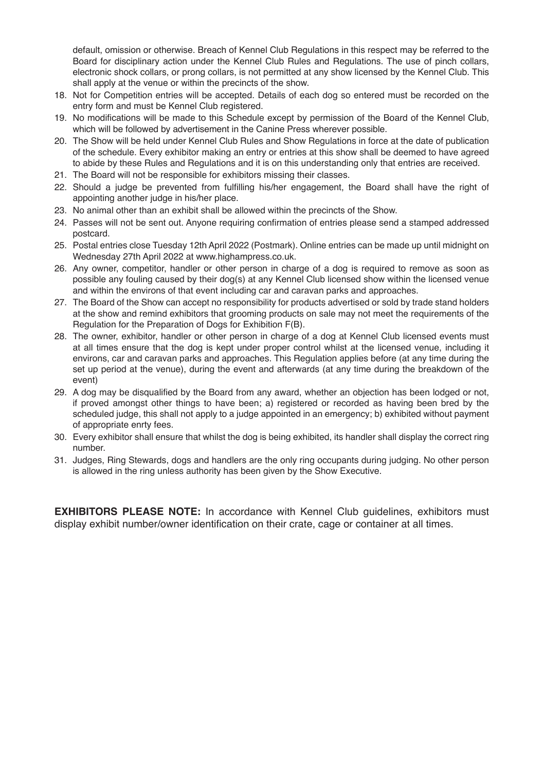default, omission or otherwise. Breach of Kennel Club Regulations in this respect may be referred to the Board for disciplinary action under the Kennel Club Rules and Regulations. The use of pinch collars, electronic shock collars, or prong collars, is not permitted at any show licensed by the Kennel Club. This shall apply at the venue or within the precincts of the show.

18. Not for Competition entries will be accepted. Details of each dog so entered must be recorded on the entry form and must be Kennel Club registered.
19. No modifications will be made to this Schedule except by permission of the Board of the Kennel Club, which will be followed by advertisement in the Canine Press wherever possible.
20. The Show will be held under Kennel Club Rules and Show Regulations in force at the date of publication of the schedule. Every exhibitor making an entry or entries at this show shall be deemed to have agreed to abide by these Rules and Regulations and it is on this understanding only that entries are received.
21. The Board will not be responsible for exhibitors missing their classes.
22. Should a judge be prevented from fulfilling his/her engagement, the Board shall have the right of appointing another judge in his/her place.
23. No animal other than an exhibit shall be allowed within the precincts of the Show.
24. Passes will not be sent out. Anyone requiring confirmation of entries please send a stamped addressed postcard.
25. Postal entries close Tuesday 12th April 2022 (Postmark). Online entries can be made up until midnight on Wednesday 27th April 2022 at www.highampress.co.uk.
26. Any owner, competitor, handler or other person in charge of a dog is required to remove as soon as possible any fouling caused by their dog(s) at any Kennel Club licensed show within the licensed venue and within the environs of that event including car and caravan parks and approaches.
27. The Board of the Show can accept no responsibility for products advertised or sold by trade stand holders at the show and remind exhibitors that grooming products on sale may not meet the requirements of the Regulation for the Preparation of Dogs for Exhibition F(B).
28. The owner, exhibitor, handler or other person in charge of a dog at Kennel Club licensed events must at all times ensure that the dog is kept under proper control whilst at the licensed venue, including it environs, car and caravan parks and approaches. This Regulation applies before (at any time during the set up period at the venue), during the event and afterwards (at any time during the breakdown of the event)
29. A dog may be disqualified by the Board from any award, whether an objection has been lodged or not, if proved amongst other things to have been; a) registered or recorded as having been bred by the scheduled judge, this shall not apply to a judge appointed in an emergency; b) exhibited without payment of appropriate enrty fees.
30. Every exhibitor shall ensure that whilst the dog is being exhibited, its handler shall display the correct ring number.
31. Judges, Ring Stewards, dogs and handlers are the only ring occupants during judging. No other person is allowed in the ring unless authority has been given by the Show Executive.

**EXHIBITORS PLEASE NOTE:** In accordance with Kennel Club guidelines, exhibitors must display exhibit number/owner identification on their crate, cage or container at all times.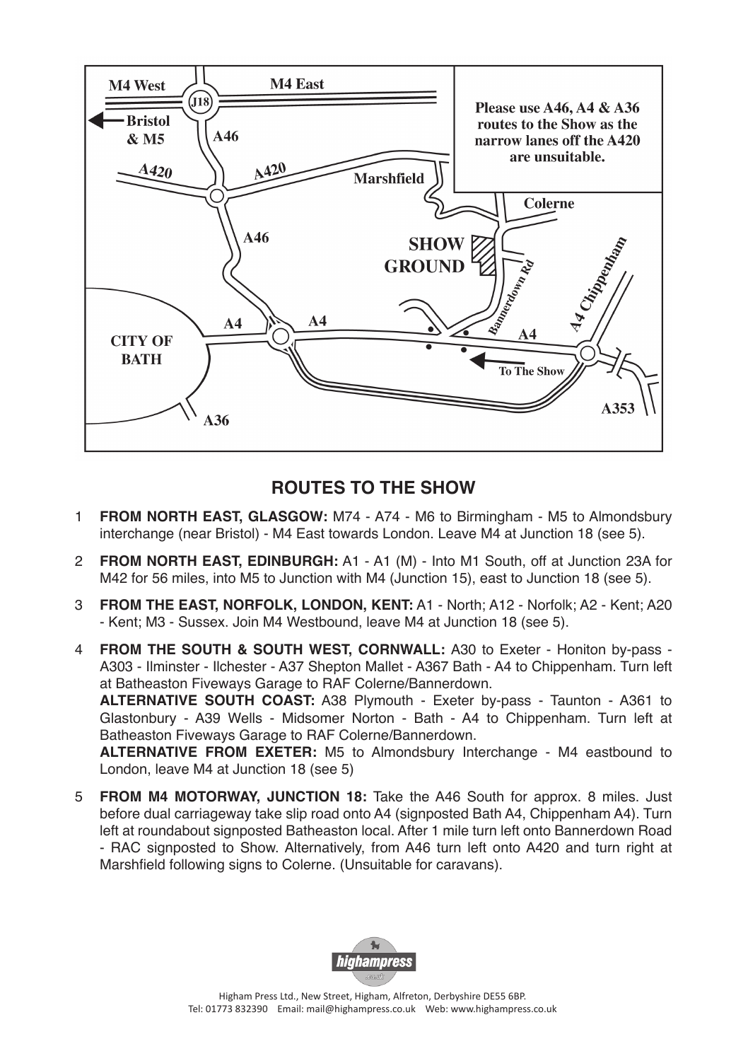M4 West

M4 East

J18

Bristol & M5

A46

A420

A420

Marshfield

Please use A46, A4 & A36 routes to the Show as the narrow lanes off the A420 are unsuitable.

Colerne

A46

SHOW GROUND

Bannerdown Rd

A4 Chippenham

A4

A4

A4

CITY OF BATH

To The Show

A353

A36

## ROUTES TO THE SHOW

1. **FROM NORTH EAST, GLASGOW:** M74 - A74 - M6 to Birmingham - M5 to Almondsbury interchange (near Bristol) - M4 East towards London. Leave M4 at Junction 18 (see 5).
2. **FROM NORTH EAST, EDINBURGH:** A1 - A1 (M) - Into M1 South, off at Junction 23A for M42 for 56 miles, into M5 to Junction with M4 (Junction 15), east to Junction 18 (see 5).
3. **FROM THE EAST, NORFOLK, LONDON, KENT:** A1 - North; A12 - Norfolk; A2 - Kent; A20 - Kent; M3 - Sussex. Join M4 Westbound, leave M4 at Junction 18 (see 5).
4. **FROM THE SOUTH & SOUTH WEST, CORNWALL:** A30 to Exeter - Honiton by-pass - A303 - Ilminster - Ilchester - A37 Shepton Mallet - A367 Bath - A4 to Chippenham. Turn left at Batheaston Fiveways Garage to RAF Colerne/Bannerdown.
   **ALTERNATIVE SOUTH COAST:** A38 Plymouth - Exeter by-pass - Taunton - A361 to Glastonbury - A39 Wells - Midsomer Norton - Bath - A4 to Chippenham. Turn left at Batheaston Fiveways Garage to RAF Colerne/Bannerdown.
   **ALTERNATIVE FROM EXETER:** M5 to Almondsbury Interchange - M4 eastbound to London, leave M4 at Junction 18 (see 5)
5. **FROM M4 MOTORWAY, JUNCTION 18:** Take the A46 South for approx. 8 miles. Just before dual carriageway take slip road onto A4 (signposted Bath A4, Chippenham A4). Turn left at roundabout signposted Batheaston local. After 1 mile turn left onto Bannerdown Road - RAC signposted to Show. Alternatively, from A46 turn left onto A420 and turn right at Marshfield following signs to Colerne. (Unsuitable for caravans).

highampress

Higham Press Ltd., New Street, Higham, Alfreton, Derbyshire DE55 6BP.
Tel: 01773 832390 Email: mail@highampress.co.uk Web: www.highampress.co.uk